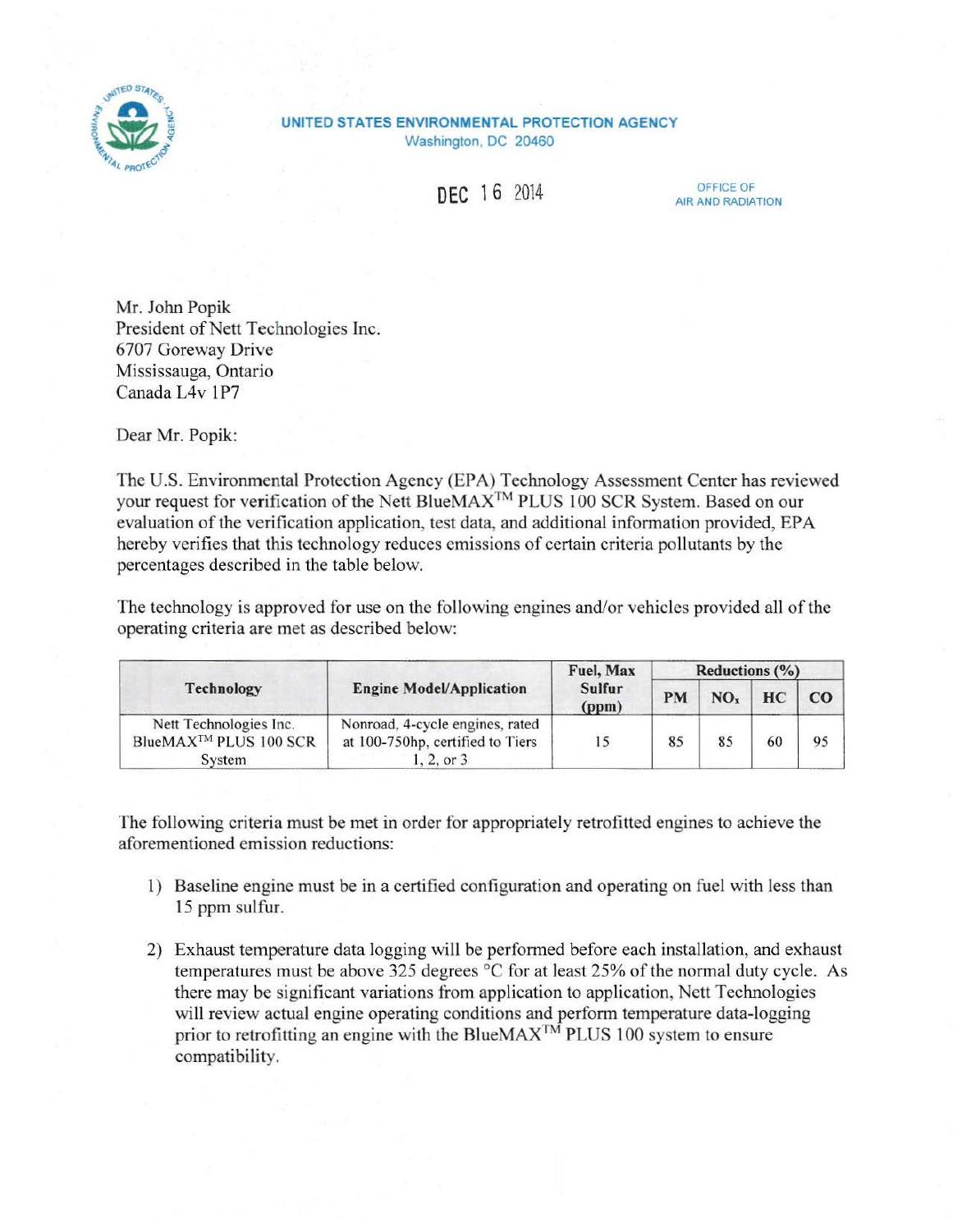UNITED STATES ENVIRONMENTAL PROTECTION AGENCY
Washington, DC 20460

DEC 16 2014

OFFICE OF
AIR AND RADIATION

Mr. John Popik
President of Nett Technologies Inc.
6707 Goreway Drive
Mississauga, Ontario
Canada L4v 1P7

Dear Mr. Popik:

The U.S. Environmental Protection Agency (EPA) Technology Assessment Center has reviewed your request for verification of the Nett BlueMAX™ PLUS 100 SCR System. Based on our evaluation of the verification application, test data, and additional information provided, EPA hereby verifies that this technology reduces emissions of certain criteria pollutants by the percentages described in the table below.

The technology is approved for use on the following engines and/or vehicles provided all of the operating criteria are met as described below:

| Technology | Engine Model/Application | Fuel, Max Sulfur (ppm) | Reductions (%) | | | |
|---|---|---|---|---|---|---|
| | | | PM | $NO_x$ | HC | CO |
| Nett Technologies Inc. BlueMAX™ PLUS 100 SCR System | Nonroad, 4-cycle engines, rated at 100-750hp, certified to Tiers 1, 2, or 3 | 15 | 85 | 85 | 60 | 95 |

The following criteria must be met in order for appropriately retrofitted engines to achieve the aforementioned emission reductions:

1) Baseline engine must be in a certified configuration and operating on fuel with less than 15 ppm sulfur.

2) Exhaust temperature data logging will be performed before each installation, and exhaust temperatures must be above 325 degrees °C for at least 25% of the normal duty cycle. As there may be significant variations from application to application, Nett Technologies will review actual engine operating conditions and perform temperature data-logging prior to retrofitting an engine with the BlueMAX™ PLUS 100 system to ensure compatibility.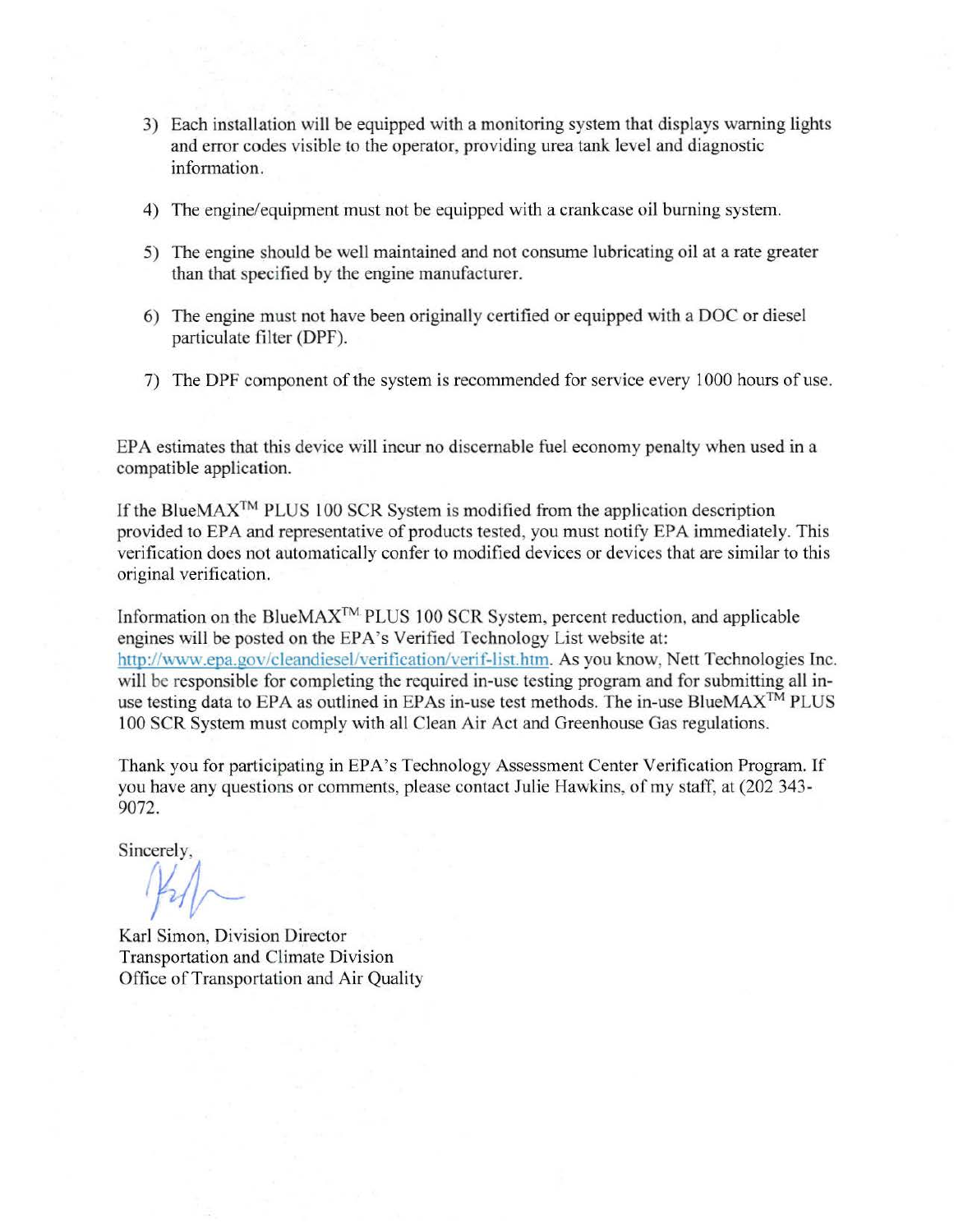3) Each installation will be equipped with a monitoring system that displays warning lights and error codes visible to the operator, providing urea tank level and diagnostic information.

4) The engine/equipment must not be equipped with a crankcase oil burning system.

5) The engine should be well maintained and not consume lubricating oil at a rate greater than that specified by the engine manufacturer.

6) The engine must not have been originally certified or equipped with a DOC or diesel particulate filter (DPF).

7) The DPF component of the system is recommended for service every 1000 hours of use.

EPA estimates that this device will incur no discernable fuel economy penalty when used in a compatible application.

If the BlueMAX™ PLUS 100 SCR System is modified from the application description provided to EPA and representative of products tested, you must notify EPA immediately. This verification does not automatically confer to modified devices or devices that are similar to this original verification.

Information on the BlueMAX™ PLUS 100 SCR System, percent reduction, and applicable engines will be posted on the EPA's Verified Technology List website at: http://www.epa.gov/cleandiesel/verification/verif-list.htm. As you know, Nett Technologies Inc. will be responsible for completing the required in-use testing program and for submitting all in-use testing data to EPA as outlined in EPAs in-use test methods. The in-use BlueMAX™ PLUS 100 SCR System must comply with all Clean Air Act and Greenhouse Gas regulations.

Thank you for participating in EPA's Technology Assessment Center Verification Program. If you have any questions or comments, please contact Julie Hawkins, of my staff, at (202 343-9072.

Sincerely,

Karl Simon, Division Director
Transportation and Climate Division
Office of Transportation and Air Quality